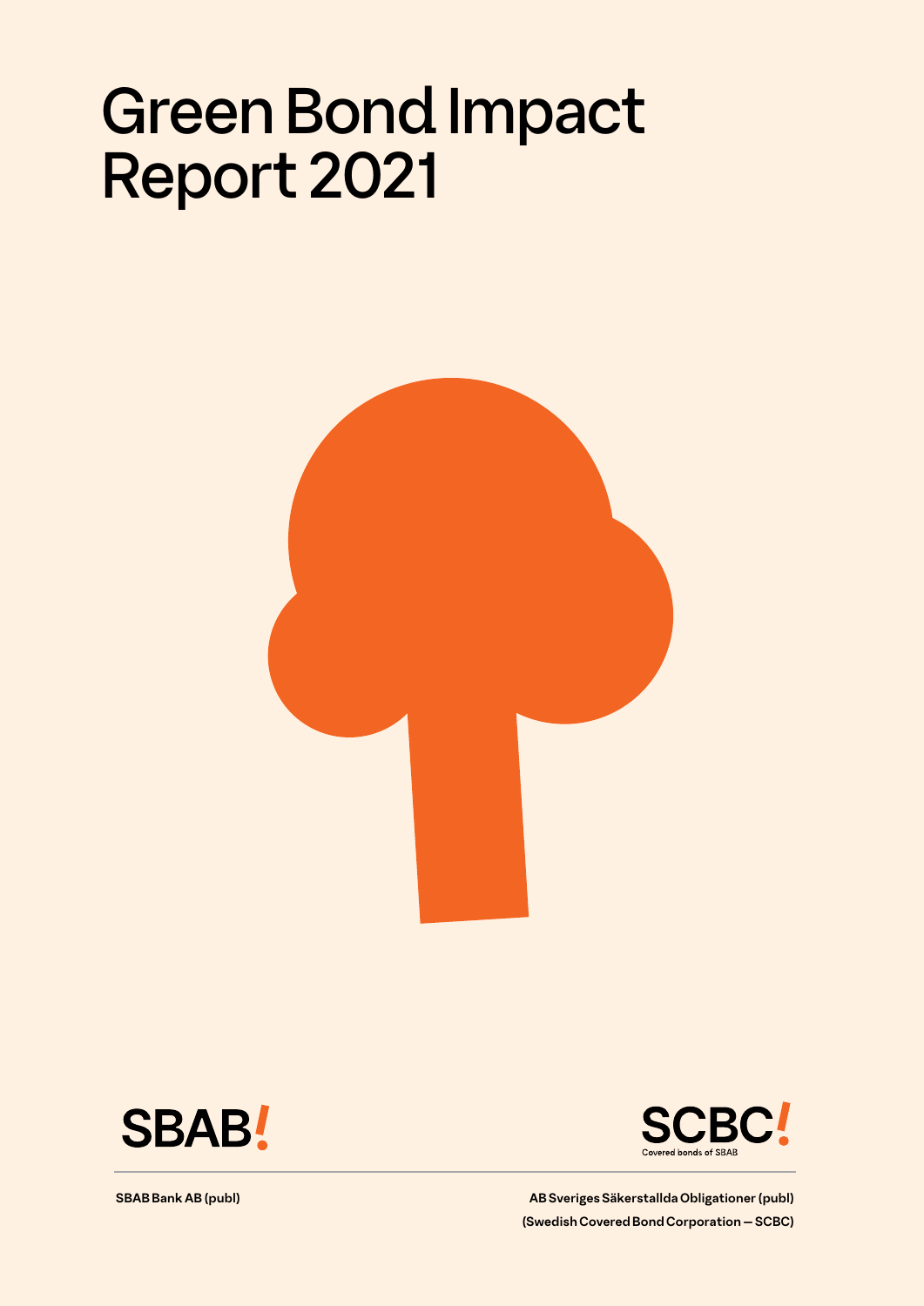# Green Bond Impact Report 2021

SBAB!

SCBC!

Covered bonds of SBAB

SBAB Bank AB (publ)

AB Sveriges Säkerstallda Obligationer (publ)
(Swedish Covered Bond Corporation — SCBC)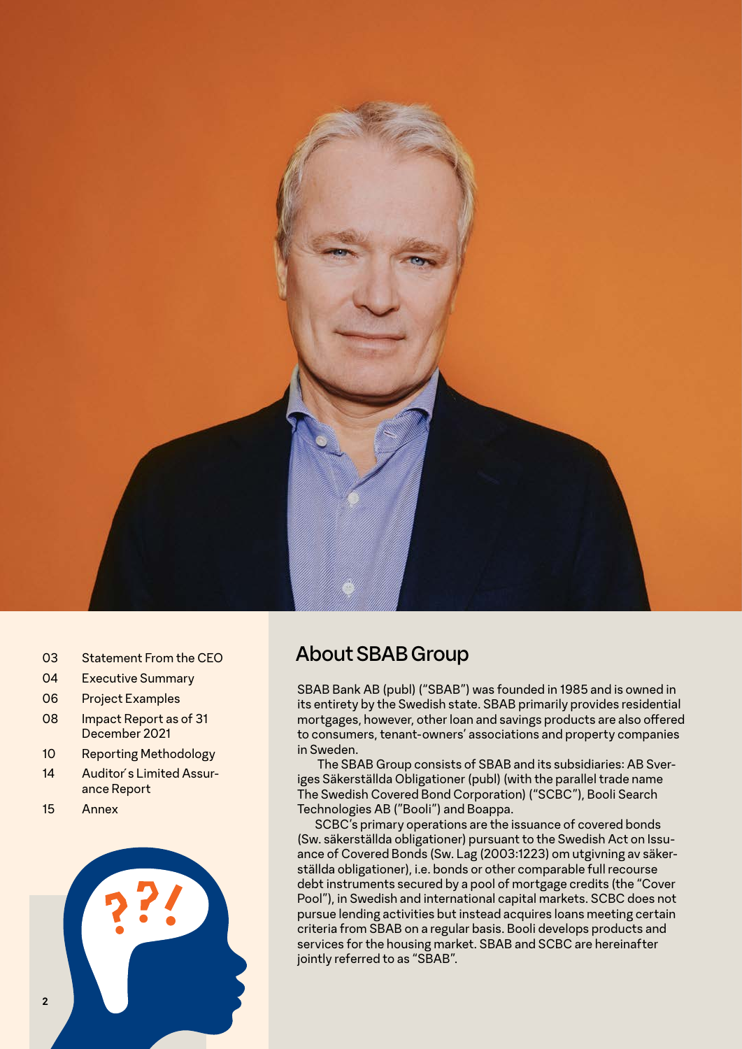| | |
|---|---|
| 03 | Statement From the CEO |
| 04 | Executive Summary |
| 06 | Project Examples |
| 08 | Impact Report as of 31 December 2021 |
| 10 | Reporting Methodology |
| 14 | Auditor´s Limited Assurance Report |
| 15 | Annex |

## About SBAB Group

SBAB Bank AB (publ) ("SBAB") was founded in 1985 and is owned in its entirety by the Swedish state. SBAB primarily provides residential mortgages, however, other loan and savings products are also offered to consumers, tenant-owners' associations and property companies in Sweden.

The SBAB Group consists of SBAB and its subsidiaries: AB Sveriges Säkerställda Obligationer (publ) (with the parallel trade name The Swedish Covered Bond Corporation) ("SCBC"), Booli Search Technologies AB ("Booli") and Boappa.

SCBC's primary operations are the issuance of covered bonds (Sw. säkerställda obligationer) pursuant to the Swedish Act on Issuance of Covered Bonds (Sw. Lag (2003:1223) om utgivning av säkerställda obligationer), i.e. bonds or other comparable full recourse debt instruments secured by a pool of mortgage credits (the "Cover Pool"), in Swedish and international capital markets. SCBC does not pursue lending activities but instead acquires loans meeting certain criteria from SBAB on a regular basis. Booli develops products and services for the housing market. SBAB and SCBC are hereinafter jointly referred to as "SBAB".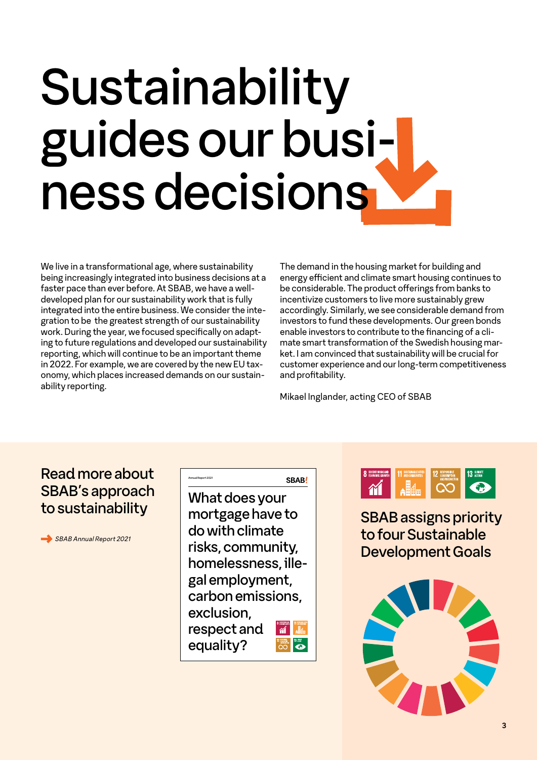# Sustainability guides our business decisions

We live in a transformational age, where sustainability being increasingly integrated into business decisions at a faster pace than ever before. At SBAB, we have a well-developed plan for our sustainability work that is fully integrated into the entire business. We consider the integration to be the greatest strength of our sustainability work. During the year, we focused specifically on adapting to future regulations and developed our sustainability reporting, which will continue to be an important theme in 2022. For example, we are covered by the new EU taxonomy, which places increased demands on our sustainability reporting.

The demand in the housing market for building and energy efficient and climate smart housing continues to be considerable. The product offerings from banks to incentivize customers to live more sustainably grew accordingly. Similarly, we see considerable demand from investors to fund these developments. Our green bonds enable investors to contribute to the financing of a climate smart transformation of the Swedish housing market. I am convinced that sustainability will be crucial for customer experience and our long-term competitiveness and profitability.

Mikael Inglander, acting CEO of SBAB

## Read more about SBAB's approach to sustainability

*SBAB Annual Report 2021*

Annual Report 2021

SBAB!

What does your mortgage have to do with climate risks, community, homelessness, illegal employment, carbon emissions, exclusion, respect and equality?

## SBAB assigns priority to four Sustainable Development Goals

8 DECENT WORK AND ECONOMIC GROWTH

11 SUSTAINABLE CITIES AND COMMUNITIES

12 RESPONSIBLE CONSUMPTION AND PRODUCTION

13 CLIMATE ACTION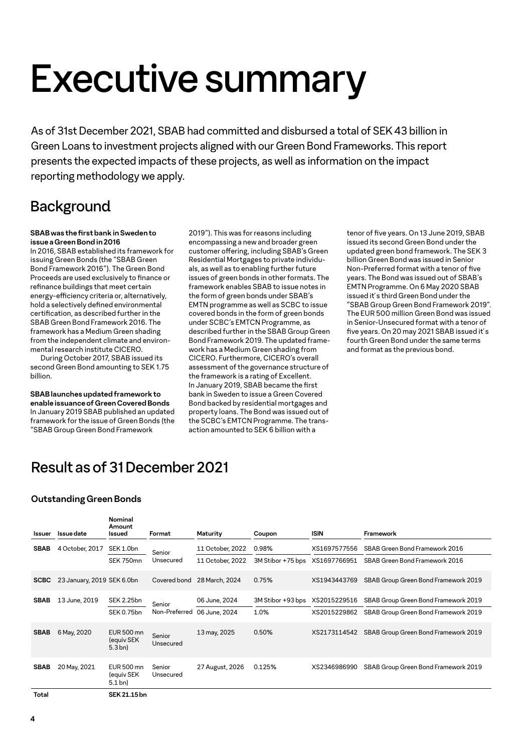# Executive summary

As of 31st December 2021, SBAB had committed and disbursed a total of SEK 43 billion in Green Loans to investment projects aligned with our Green Bond Frameworks. This report presents the expected impacts of these projects, as well as information on the impact reporting methodology we apply.

## Background

**SBAB was the first bank in Sweden to issue a Green Bond in 2016**

In 2016, SBAB established its framework for issuing Green Bonds (the "SBAB Green Bond Framework 2016"). The Green Bond Proceeds are used exclusively to finance or refinance buildings that meet certain energy-efficiency criteria or, alternatively, hold a selectively defined environmental certification, as described further in the SBAB Green Bond Framework 2016. The framework has a Medium Green shading from the independent climate and environmental research institute CICERO.

During October 2017, SBAB issued its second Green Bond amounting to SEK 1.75 billion.

**SBAB launches updated framework to enable issuance of Green Covered Bonds**

In January 2019 SBAB published an updated framework for the issue of Green Bonds (the "SBAB Group Green Bond Framework 2019"). This was for reasons including encompassing a new and broader green customer offering, including SBAB's Green Residential Mortgages to private individuals, as well as to enabling further future issues of green bonds in other formats. The framework enables SBAB to issue notes in the form of green bonds under SBAB's EMTN programme as well as SCBC to issue covered bonds in the form of green bonds under SCBC's EMTCN Programme, as described further in the SBAB Group Green Bond Framework 2019. The updated framework has a Medium Green shading from CICERO. Furthermore, CICERO's overall assessment of the governance structure of the framework is a rating of Excellent.

In January 2019, SBAB became the first bank in Sweden to issue a Green Covered Bond backed by residential mortgages and property loans. The Bond was issued out of the SCBC's EMTCN Programme. The transaction amounted to SEK 6 billion with a tenor of five years. On 13 June 2019, SBAB issued its second Green Bond under the updated green bond framework. The SEK 3 billion Green Bond was issued in Senior Non-Preferred format with a tenor of five years. The Bond was issued out of SBAB's EMTN Programme. On 6 May 2020 SBAB issued it´s third Green Bond under the "SBAB Group Green Bond Framework 2019". The EUR 500 million Green Bond was issued in Senior-Unsecured format with a tenor of five years. On 20 may 2021 SBAB issued it´s fourth Green Bond under the same terms and format as the previous bond.

## Result as of 31 December 2021

### Outstanding Green Bonds

| Issuer | Issue date | Nominal Amount Issued | Format | Maturity | Coupon | ISIN | Framework |
|---|---|---|---|---|---|---|---|
| **SBAB** | 4 October, 2017 | SEK 1.0bn | Senior Unsecured | 11 October, 2022 | 0.98% | XS1697577556 | SBAB Green Bond Framework 2016 |
| | | SEK 750mn | | 11 October, 2022 | 3M Stibor +75 bps | XS1697766951 | SBAB Green Bond Framework 2016 |
| **SCBC** | 23 January, 2019 | SEK 6.0bn | Covered bond | 28 March, 2024 | 0.75% | XS1943443769 | SBAB Group Green Bond Framework 2019 |
| **SBAB** | 13 June, 2019 | SEK 2.25bn | Senior Non-Preferred | 06 June, 2024 | 3M Stibor +93 bps | XS2015229516 | SBAB Group Green Bond Framework 2019 |
| | | SEK 0.75bn | | 06 June, 2024 | 1.0% | XS2015229862 | SBAB Group Green Bond Framework 2019 |
| **SBAB** | 6 May, 2020 | EUR 500 mn (equiv SEK 5.3 bn) | Senior Unsecured | 13 may, 2025 | 0.50% | XS2173114542 | SBAB Group Green Bond Framework 2019 |
| **SBAB** | 20 May, 2021 | EUR 500 mn (equiv SEK 5.1 bn) | Senior Unsecured | 27 August, 2026 | 0.125% | XS2346986990 | SBAB Group Green Bond Framework 2019 |
| **Total** | | **SEK 21.15 bn** | | | | | |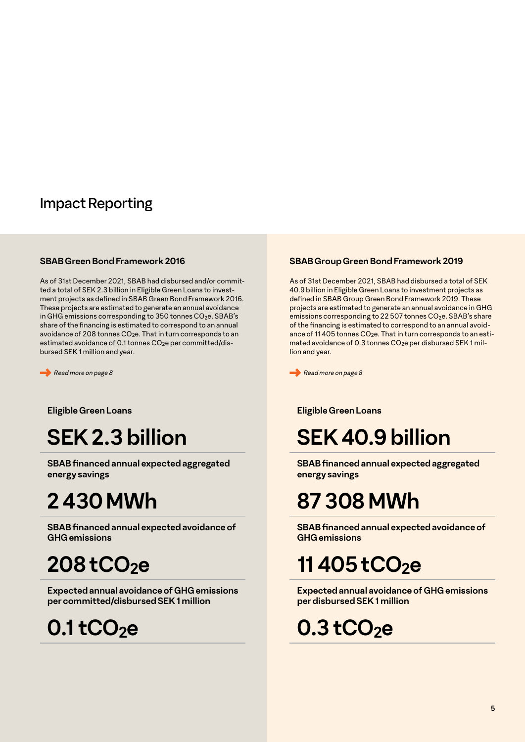# Impact Reporting

## SBAB Green Bond Framework 2016

As of 31st December 2021, SBAB had disbursed and/or committed a total of SEK 2.3 billion in Eligible Green Loans to investment projects as defined in SBAB Green Bond Framework 2016. These projects are estimated to generate an annual avoidance in GHG emissions corresponding to 350 tonnes $CO_2e$. SBAB's share of the financing is estimated to correspond to an annual avoidance of 208 tonnes $CO_2e$. That in turn corresponds to an estimated avoidance of 0.1 tonnes $CO_2e$ per committed/disbursed SEK 1 million and year.

*Read more on page 8*

**Eligible Green Loans**

# SEK 2.3 billion

**SBAB financed annual expected aggregated energy savings**

# 2 430 MWh

**SBAB financed annual expected avoidance of GHG emissions**

# 208 $tCO_2e$

**Expected annual avoidance of GHG emissions per committed/disbursed SEK 1 million**

# 0.1 $tCO_2e$

## SBAB Group Green Bond Framework 2019

As of 31st December 2021, SBAB had disbursed a total of SEK 40.9 billion in Eligible Green Loans to investment projects as defined in SBAB Group Green Bond Framework 2019. These projects are estimated to generate an annual avoidance in GHG emissions corresponding to 22 507 tonnes $CO_2e$. SBAB's share of the financing is estimated to correspond to an annual avoidance of 11 405 tonnes $CO_2e$. That in turn corresponds to an estimated avoidance of 0.3 tonnes $CO_2e$ per disbursed SEK 1 million and year.

*Read more on page 8*

**Eligible Green Loans**

# SEK 40.9 billion

**SBAB financed annual expected aggregated energy savings**

# 87 308 MWh

**SBAB financed annual expected avoidance of GHG emissions**

# 11 405 $tCO_2e$

**Expected annual avoidance of GHG emissions per disbursed SEK 1 million**

# 0.3 $tCO_2e$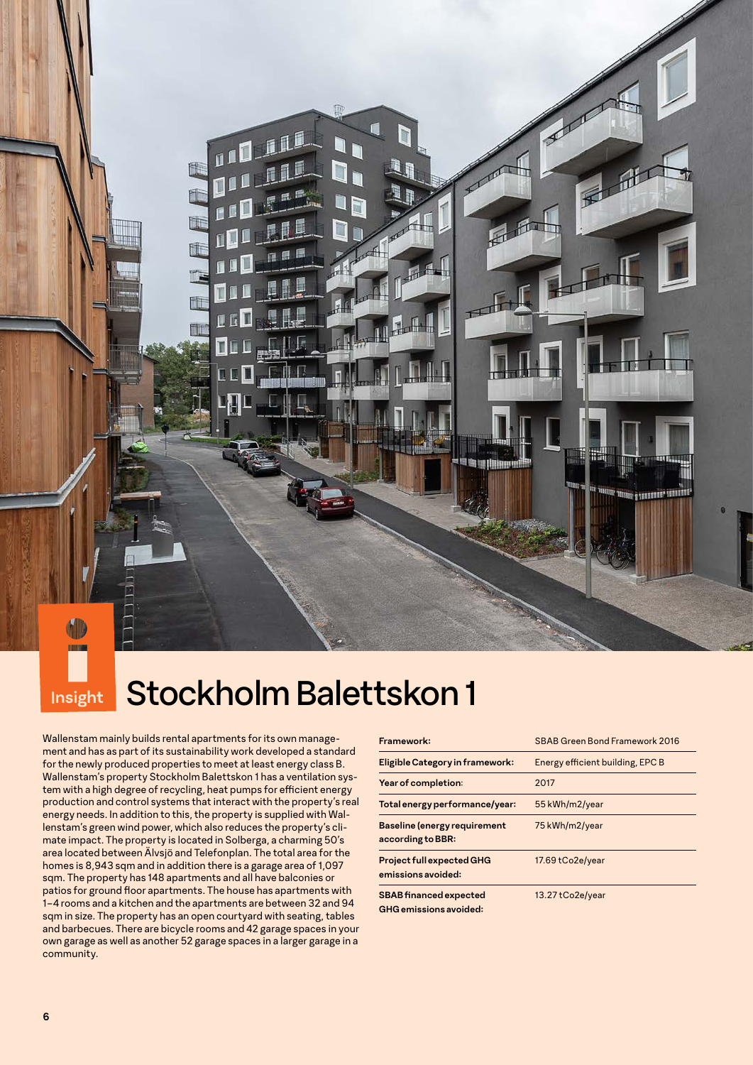Insight

# Stockholm Balettskon 1

Wallenstam mainly builds rental apartments for its own management and has as part of its sustainability work developed a standard for the newly produced properties to meet at least energy class B. Wallenstam's property Stockholm Balettskon 1 has a ventilation system with a high degree of recycling, heat pumps for efficient energy production and control systems that interact with the property's real energy needs. In addition to this, the property is supplied with Wallenstam's green wind power, which also reduces the property's climate impact. The property is located in Solberga, a charming 50's area located between Älvsjö and Telefonplan. The total area for the homes is 8,943 sqm and in addition there is a garage area of 1,097 sqm. The property has 148 apartments and all have balconies or patios for ground floor apartments. The house has apartments with 1–4 rooms and a kitchen and the apartments are between 32 and 94 sqm in size. The property has an open courtyard with seating, tables and barbecues. There are bicycle rooms and 42 garage spaces in your own garage as well as another 52 garage spaces in a larger garage in a community.

| | |
|---|---|
| **Framework:** | SBAB Green Bond Framework 2016 |
| **Eligible Category in framework:** | Energy efficient building, EPC B |
| **Year of completion:** | 2017 |
| **Total energy performance/year:** | 55 kWh/m2/year |
| **Baseline (energy requirement according to BBR:** | 75 kWh/m2/year |
| **Project full expected GHG emissions avoided:** | 17.69 tCo2e/year |
| **SBAB financed expected GHG emissions avoided:** | 13.27 tCo2e/year |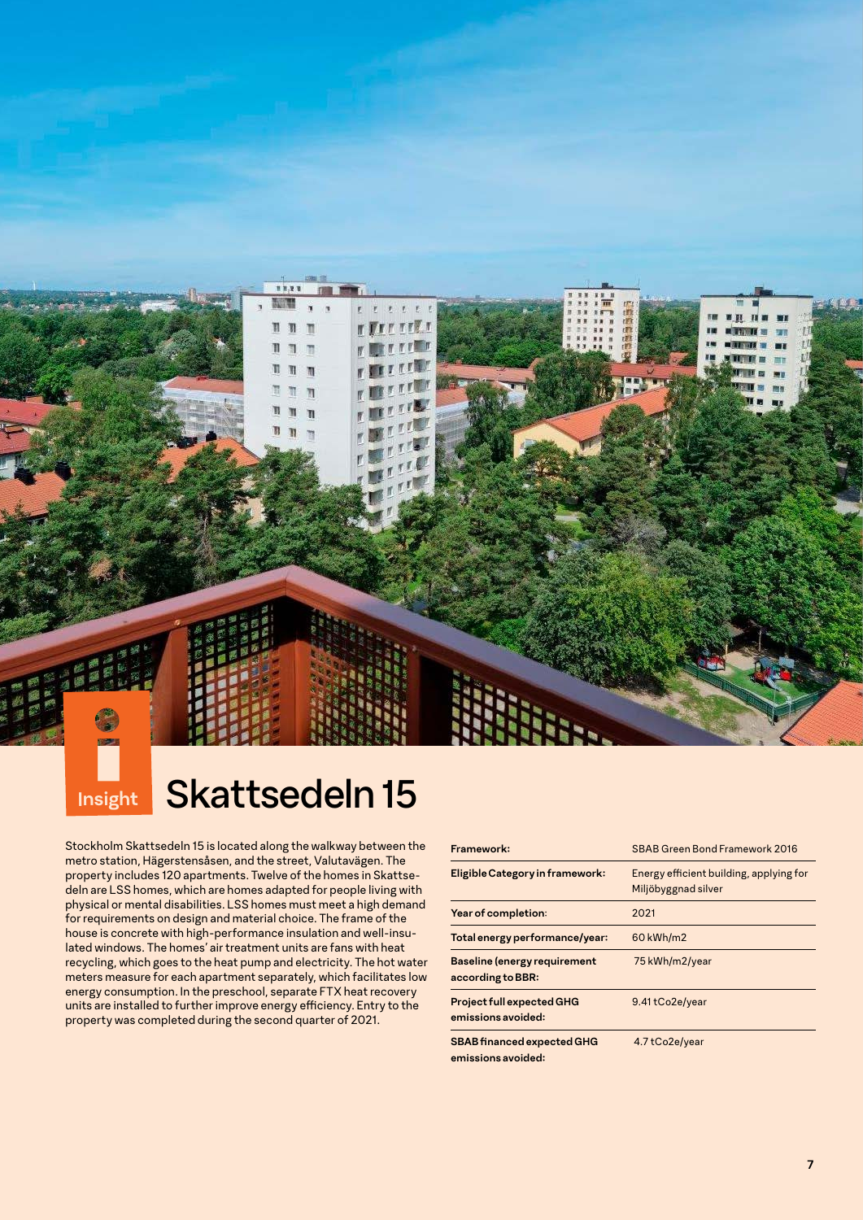Insight

# Skattsedeln 15

Stockholm Skattsedeln 15 is located along the walkway between the metro station, Hägerstensåsen, and the street, Valutavägen. The property includes 120 apartments. Twelve of the homes in Skattsedeln are LSS homes, which are homes adapted for people living with physical or mental disabilities. LSS homes must meet a high demand for requirements on design and material choice. The frame of the house is concrete with high-performance insulation and well-insulated windows. The homes' air treatment units are fans with heat recycling, which goes to the heat pump and electricity. The hot water meters measure for each apartment separately, which facilitates low energy consumption. In the preschool, separate FTX heat recovery units are installed to further improve energy efficiency. Entry to the property was completed during the second quarter of 2021.

| | |
|---|---|
| **Framework:** | SBAB Green Bond Framework 2016 |
| **Eligible Category in framework:** | Energy efficient building, applying for Miljöbyggnad silver |
| **Year of completion:** | 2021 |
| **Total energy performance/year:** | 60 kWh/m2 |
| **Baseline (energy requirement according to BBR:** | 75 kWh/m2/year |
| **Project full expected GHG emissions avoided:** | 9.41 tCo2e/year |
| **SBAB financed expected GHG emissions avoided:** | 4.7 tCo2e/year |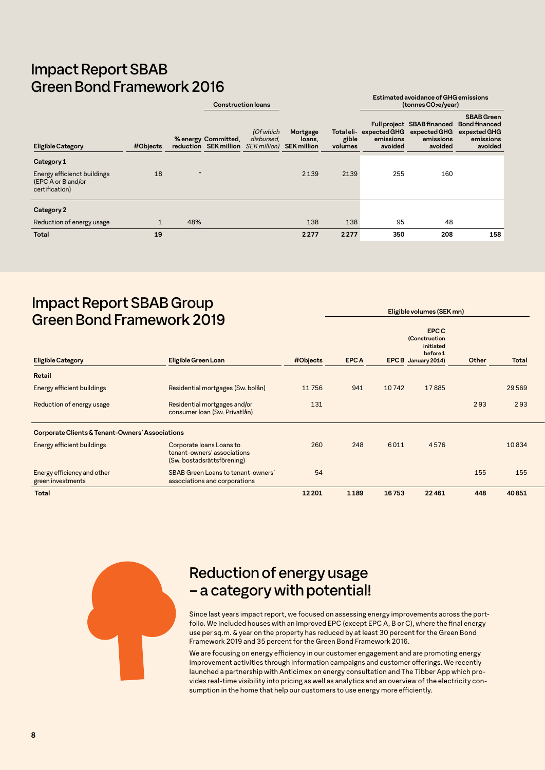## Impact Report SBAB Green Bond Framework 2016

| Eligible Category | #Objects | Construction loans: % energy reduction | Construction loans: Committed, SEK million | Construction loans: *(Of which disbursed, SEK million)* | Mortgage loans, SEK million | Total eligible volumes | Estimated avoidance of GHG emissions ($tonnes\ CO_2e/year$): Full project expected GHG emissions avoided | SBAB financed expected GHG emissions avoided | SBAB Green Bond financed expexted GHG emissions avoided |
|---|---|---|---|---|---|---|---|---|---|
| **Category 1** | | | | | | | | | |
| Energy efficienct buildings (EPC A or B and/or certification) | 18 | - | | | 2139 | 2139 | 255 | 160 | |
| **Category 2** | | | | | | | | | |
| Reduction of energy usage | 1 | 48% | | | 138 | 138 | 95 | 48 | |
| **Total** | **19** | | | | **2277** | **2277** | **350** | **208** | **158** |

## Impact Report SBAB Group Green Bond Framework 2019

| Eligible Category | Eligible Green Loan | #Objects | Eligible volumes (SEK mn): EPC A | EPC B | EPC C (Construction initiated before 1 January 2014) | Other | Total |
|---|---|---|---|---|---|---|---|
| **Retail** | | | | | | | |
| Energy efficient buildings | Residential mortgages (Sw. bolån) | 11756 | 941 | 10742 | 17885 | | 29569 |
| Reduction of energy usage | Residential mortgages and/or consumer loan (Sw. Privatlån) | 131 | | | | 293 | 293 |
| **Corporate Clients & Tenant-Owners' Associations** | | | | | | | |
| Energy efficient buildings | Corporate loans Loans to tenant-owners' associations (Sw. bostadsrättsförening) | 260 | 248 | 6011 | 4576 | | 10834 |
| Energy efficiency and other green investments | SBAB Green Loans to tenant-owners' associations and corporations | 54 | | | | 155 | 155 |
| **Total** | | **12201** | **1189** | **16753** | **22461** | **448** | **40851** |

## Reduction of energy usage – a category with potential!

Since last years impact report, we focused on assessing energy improvements across the portfolio. We included houses with an improved EPC (except EPC A, B or C), where the final energy use per sq.m. & year on the property has reduced by at least 30 percent for the Green Bond Framework 2019 and 35 percent for the Green Bond Framework 2016.

We are focusing on energy efficiency in our customer engagement and are promoting energy improvement activities through information campaigns and customer offerings. We recently launched a partnership with Anticimex on energy consultation and The Tibber App which provides real-time visibility into pricing as well as analytics and an overview of the electricity consumption in the home that help our customers to use energy more efficiently.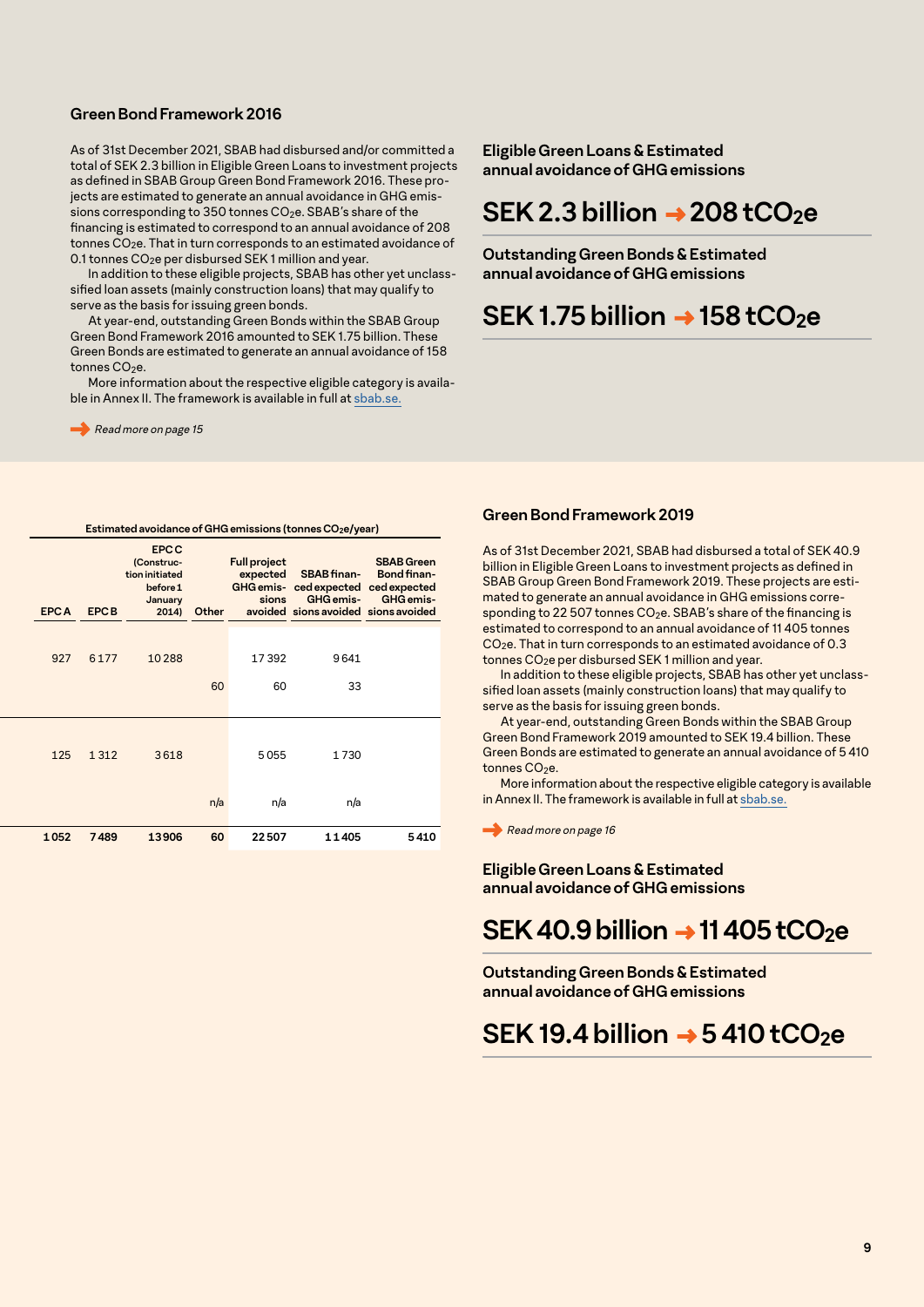## Green Bond Framework 2016

As of 31st December 2021, SBAB had disbursed and/or committed a total of SEK 2.3 billion in Eligible Green Loans to investment projects as defined in SBAB Group Green Bond Framework 2016. These projects are estimated to generate an annual avoidance in GHG emissions corresponding to 350 tonnes $CO_2e$. SBAB's share of the financing is estimated to correspond to an annual avoidance of 208 tonnes $CO_2e$. That in turn corresponds to an estimated avoidance of 0.1 tonnes $CO_2e$ per disbursed SEK 1 million and year.

In addition to these eligible projects, SBAB has other yet unclassified loan assets (mainly construction loans) that may qualify to serve as the basis for issuing green bonds.

At year-end, outstanding Green Bonds within the SBAB Group Green Bond Framework 2016 amounted to SEK 1.75 billion. These Green Bonds are estimated to generate an annual avoidance of 158 tonnes $CO_2e$.

More information about the respective eligible category is available in Annex II. The framework is available in full at sbab.se.

*Read more on page 15*

**Eligible Green Loans & Estimated annual avoidance of GHG emissions**

**SEK 2.3 billion → 208 $tCO_2e$**

**Outstanding Green Bonds & Estimated annual avoidance of GHG emissions**

**SEK 1.75 billion → 158 $tCO_2e$**

**Estimated avoidance of GHG emissions (tonnes $CO_2e$/year)**

| EPC A | EPC B | EPC C (Construction initiated before 1 January 2014) | Other | Full project expected GHG emissions avoided | SBAB financed expected GHG emissions avoided | SBAB Green Bond financed expected GHG emissions avoided |
|---|---|---|---|---|---|---|
| 927 | 6 177 | 10 288 | | 17 392 | 9 641 | |
| | | | 60 | 60 | 33 | |
| 125 | 1 312 | 3 618 | | 5 055 | 1 730 | |
| | | | n/a | n/a | n/a | |
| **1 052** | **7 489** | **13 906** | **60** | **22 507** | **11 405** | **5 410** |

## Green Bond Framework 2019

As of 31st December 2021, SBAB had disbursed a total of SEK 40.9 billion in Eligible Green Loans to investment projects as defined in SBAB Group Green Bond Framework 2019. These projects are estimated to generate an annual avoidance in GHG emissions corresponding to 22 507 tonnes $CO_2e$. SBAB's share of the financing is estimated to correspond to an annual avoidance of 11 405 tonnes $CO_2e$. That in turn corresponds to an estimated avoidance of 0.3 tonnes $CO_2e$ per disbursed SEK 1 million and year.

In addition to these eligible projects, SBAB has other yet unclassified loan assets (mainly construction loans) that may qualify to serve as the basis for issuing green bonds.

At year-end, outstanding Green Bonds within the SBAB Group Green Bond Framework 2019 amounted to SEK 19.4 billion. These Green Bonds are estimated to generate an annual avoidance of 5 410 tonnes $CO_2e$.

More information about the respective eligible category is available in Annex II. The framework is available in full at sbab.se.

*Read more on page 16*

**Eligible Green Loans & Estimated annual avoidance of GHG emissions**

**SEK 40.9 billion → 11 405 $tCO_2e$**

**Outstanding Green Bonds & Estimated annual avoidance of GHG emissions**

**SEK 19.4 billion → 5 410 $tCO_2e$**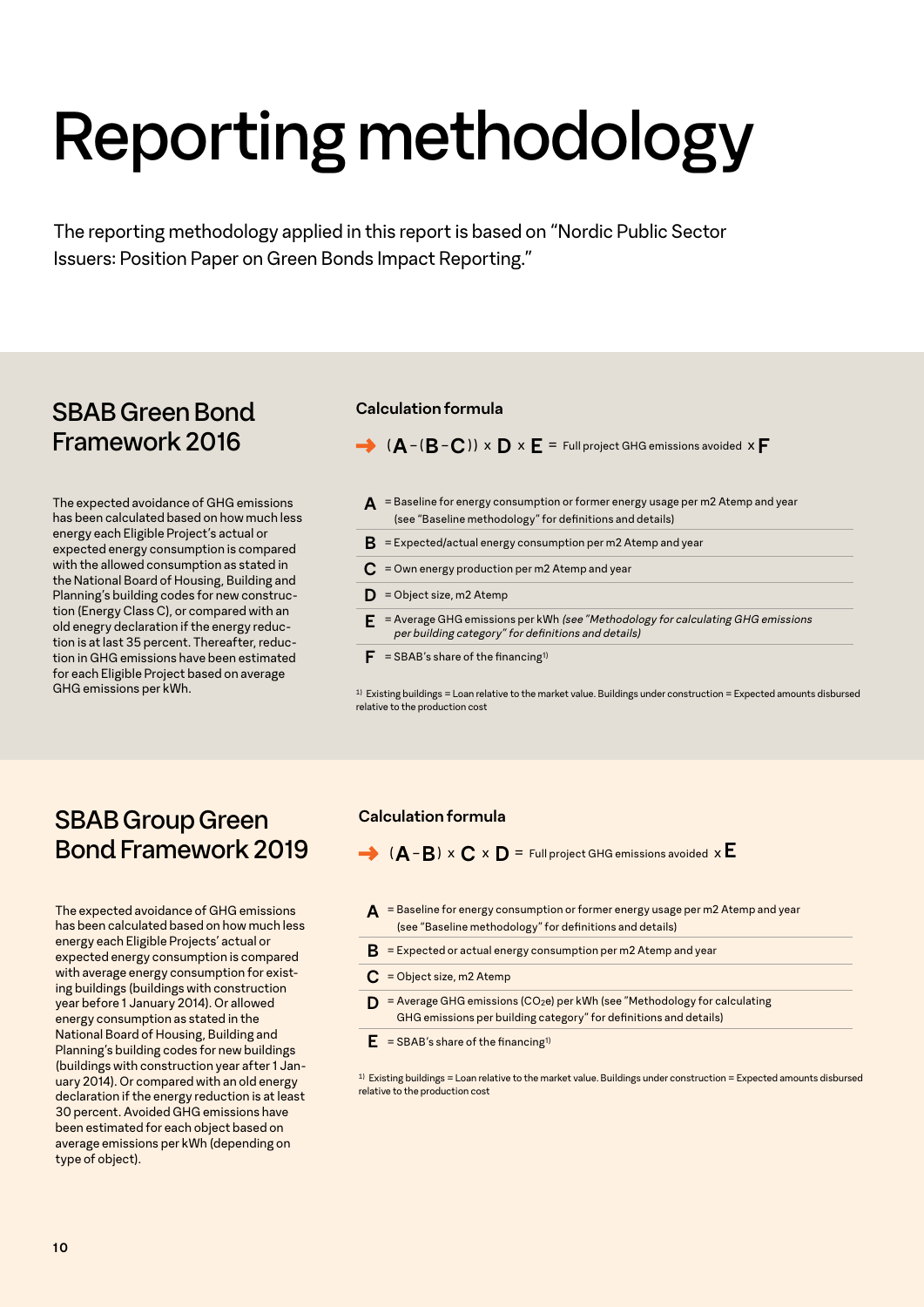# Reporting methodology

The reporting methodology applied in this report is based on "Nordic Public Sector Issuers: Position Paper on Green Bonds Impact Reporting."

## SBAB Green Bond Framework 2016

The expected avoidance of GHG emissions has been calculated based on how much less energy each Eligible Project's actual or expected energy consumption is compared with the allowed consumption as stated in the National Board of Housing, Building and Planning's building codes for new construction (Energy Class C), or compared with an old energy declaration if the energy reduction is at last 35 percent. Thereafter, reduction in GHG emissions have been estimated for each Eligible Project based on average GHG emissions per kWh.

### Calculation formula

$$(A-(B-C)) \times D \times E = \text{Full project GHG emissions avoided} \times F$$

- **A** = Baseline for energy consumption or former energy usage per m2 Atemp and year (see "Baseline methodology" for definitions and details)
- **B** = Expected/actual energy consumption per m2 Atemp and year
- **C** = Own energy production per m2 Atemp and year
- **D** = Object size, m2 Atemp
- **E** = Average GHG emissions per kWh *(see "Methodology for calculating GHG emissions per building category" for definitions and details)*
- **F** = SBAB's share of the financing[1]

[1] Existing buildings = Loan relative to the market value. Buildings under construction = Expected amounts disbursed relative to the production cost

## SBAB Group Green Bond Framework 2019

The expected avoidance of GHG emissions has been calculated based on how much less energy each Eligible Projects' actual or expected energy consumption is compared with average energy consumption for existing buildings (buildings with construction year before 1 January 2014). Or allowed energy consumption as stated in the National Board of Housing, Building and Planning's building codes for new buildings (buildings with construction year after 1 January 2014). Or compared with an old energy declaration if the energy reduction is at least 30 percent. Avoided GHG emissions have been estimated for each object based on average emissions per kWh (depending on type of object).

### Calculation formula

$$(A-B) \times C \times D = \text{Full project GHG emissions avoided} \times E$$

- **A** = Baseline for energy consumption or former energy usage per m2 Atemp and year (see "Baseline methodology" for definitions and details)
- **B** = Expected or actual energy consumption per m2 Atemp and year
- **C** = Object size, m2 Atemp
- **D** = Average GHG emissions ($CO_2e$) per kWh (see "Methodology for calculating GHG emissions per building category" for definitions and details)
- **E** = SBAB's share of the financing[1]

[1] Existing buildings = Loan relative to the market value. Buildings under construction = Expected amounts disbursed relative to the production cost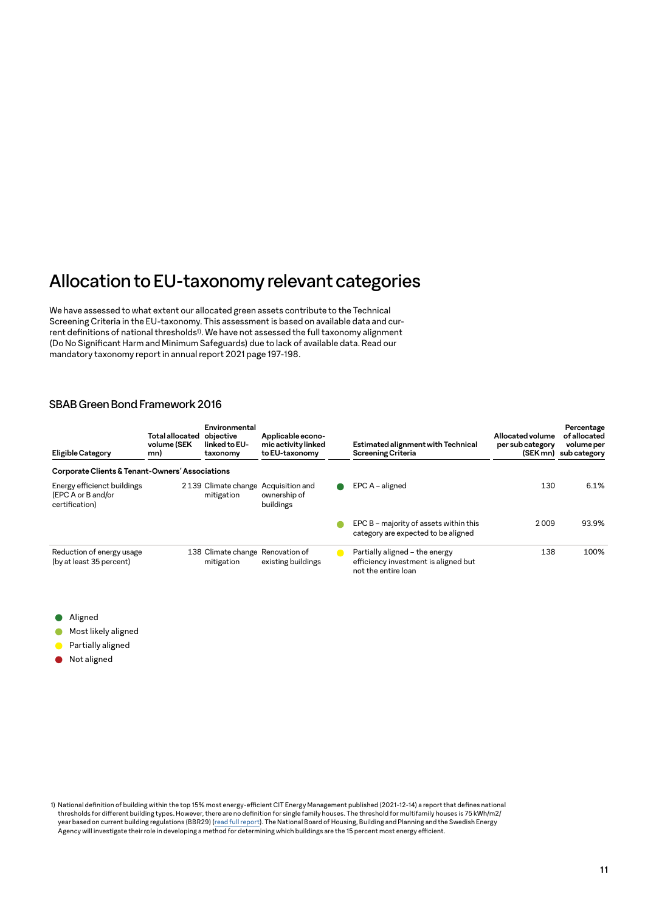# Allocation to EU-taxonomy relevant categories

We have assessed to what extent our allocated green assets contribute to the Technical Screening Criteria in the EU-taxonomy. This assessment is based on available data and current definitions of national thresholds[1]. We have not assessed the full taxonomy alignment (Do No Significant Harm and Minimum Safeguards) due to lack of available data. Read our mandatory taxonomy report in annual report 2021 page 197-198.

## SBAB Green Bond Framework 2016

| Eligible Category | Total allocated volume (SEK mn) | Environmental objective linked to EU-taxonomy | Applicable economic activity linked to EU-taxonomy | | Estimated alignment with Technical Screening Criteria | Allocated volume per sub category (SEK mn) | Percentage of allocated volume per sub category |
|---|---|---|---|---|---|---|---|
| **Corporate Clients & Tenant-Owners' Associations** | | | | | | | |
| Energy efficient buildings (EPC A or B and/or certification) | 2 139 | Climate change mitigation | Acquisition and ownership of buildings | ● (Aligned) | EPC A – aligned | 130 | 6.1% |
| | | | | ● (Most likely aligned) | EPC B – majority of assets within this category are expected to be aligned | 2 009 | 93.9% |
| Reduction of energy usage (by at least 35 percent) | 138 | Climate change mitigation | Renovation of existing buildings | ● (Partially aligned) | Partially aligned – the energy efficiency investment is aligned but not the entire loan | 138 | 100% |

- ● Aligned
- ● Most likely aligned
- ● Partially aligned
- ● Not aligned

1) National definition of building within the top 15% most energy-efficient CIT Energy Management published (2021-12-14) a report that defines national thresholds for different building types. However, there are no definition for single family houses. The threshold for multifamily houses is 75 kWh/m2/year based on current building regulations (BBR29) (read full report). The National Board of Housing, Building and Planning and the Swedish Energy Agency will investigate their role in developing a method for determining which buildings are the 15 percent most energy efficient.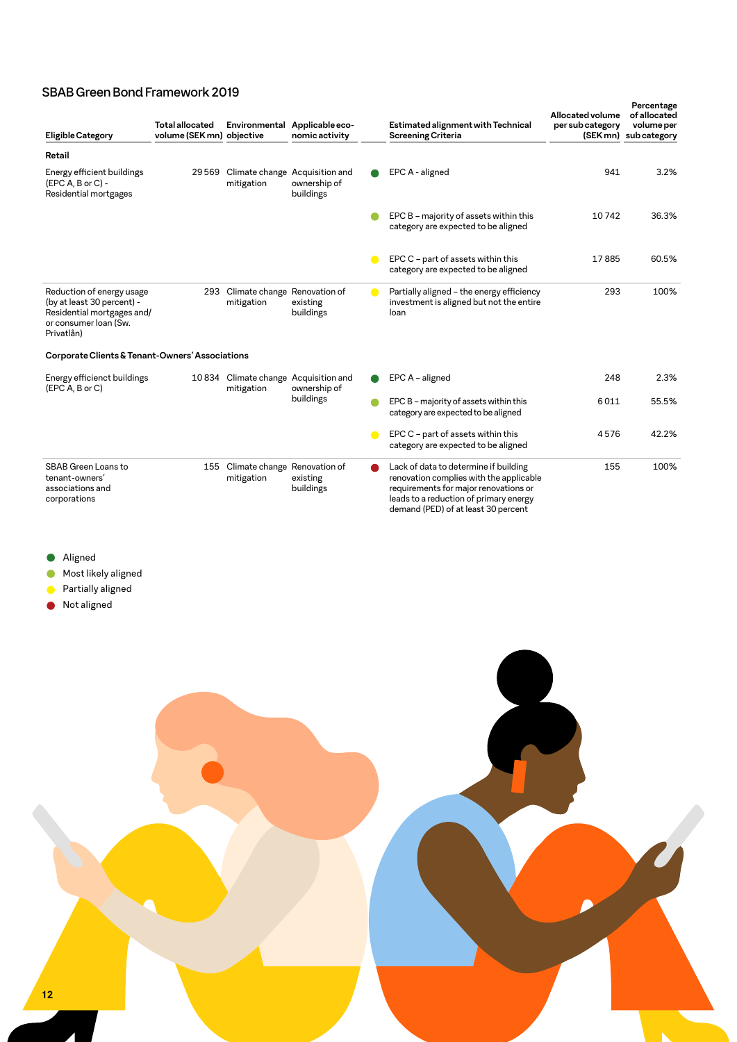## SBAB Green Bond Framework 2019

| Eligible Category | Total allocated volume (SEK mn) | Environmental objective | Applicable economic activity | | Estimated alignment with Technical Screening Criteria | Allocated volume per sub category (SEK mn) | Percentage of allocated volume per sub category |
|---|---|---|---|---|---|---|---|
| **Retail** | | | | | | | |
| Energy efficient buildings (EPC A, B or C) - Residential mortgages | 29 569 | Climate change mitigation | Acquisition and ownership of buildings | ● (Aligned) | EPC A - aligned | 941 | 3.2% |
| | | | | ● (Most likely aligned) | EPC B – majority of assets within this category are expected to be aligned | 10 742 | 36.3% |
| | | | | ● (Partially aligned) | EPC C – part of assets within this category are expected to be aligned | 17 885 | 60.5% |
| Reduction of energy usage (by at least 30 percent) - Residential mortgages and/or consumer loan (Sw. Privatlån) | 293 | Climate change mitigation | Renovation of existing buildings | ● (Partially aligned) | Partially aligned – the energy efficiency investment is aligned but not the entire loan | 293 | 100% |
| **Corporate Clients & Tenant-Owners' Associations** | | | | | | | |
| Energy efficienct buildings (EPC A, B or C) | 10 834 | Climate change mitigation | Acquisition and ownership of buildings | ● (Aligned) | EPC A – aligned | 248 | 2.3% |
| | | | | ● (Most likely aligned) | EPC B – majority of assets within this category are expected to be aligned | 6 011 | 55.5% |
| | | | | ● (Partially aligned) | EPC C – part of assets within this category are expected to be aligned | 4 576 | 42.2% |
| SBAB Green Loans to tenant-owners' associations and corporations | 155 | Climate change mitigation | Renovation of existing buildings | ● (Not aligned) | Lack of data to determine if building renovation complies with the applicable requirements for major renovations or leads to a reduction of primary energy demand (PED) of at least 30 percent | 155 | 100% |

- ● Aligned
- ● Most likely aligned
- ● Partially aligned
- ● Not aligned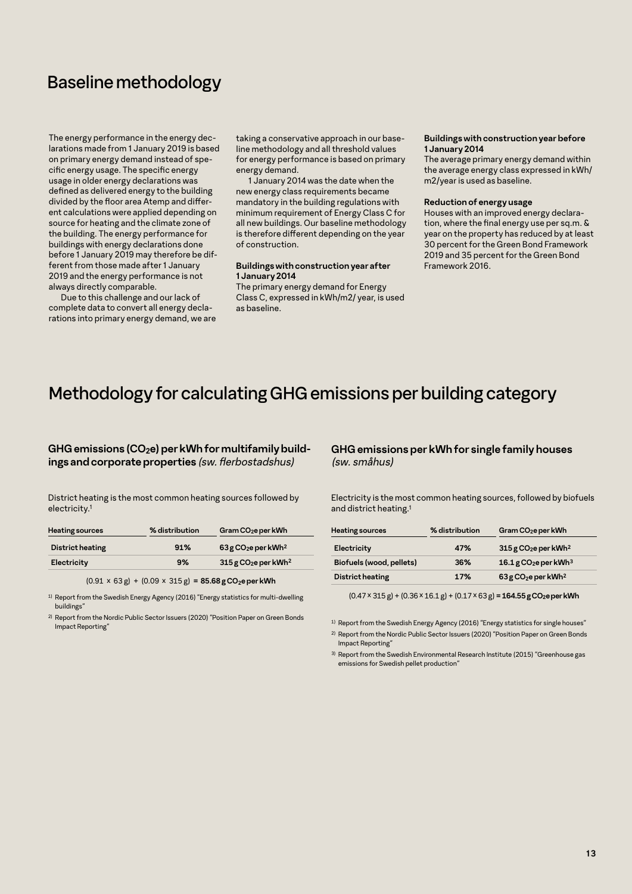# Baseline methodology

The energy performance in the energy declarations made from 1 January 2019 is based on primary energy demand instead of specific energy usage. The specific energy usage in older energy declarations was defined as delivered energy to the building divided by the floor area Atemp and different calculations were applied depending on source for heating and the climate zone of the building. The energy performance for buildings with energy declarations done before 1 January 2019 may therefore be different from those made after 1 January 2019 and the energy performance is not always directly comparable.

Due to this challenge and our lack of complete data to convert all energy declarations into primary energy demand, we are taking a conservative approach in our baseline methodology and all threshold values for energy performance is based on primary energy demand.

1 January 2014 was the date when the new energy class requirements became mandatory in the building regulations with minimum requirement of Energy Class C for all new buildings. Our baseline methodology is therefore different depending on the year of construction.

**Buildings with construction year after 1 January 2014**
The primary energy demand for Energy Class C, expressed in kWh/m2/ year, is used as baseline.

**Buildings with construction year before 1 January 2014**
The average primary energy demand within the average energy class expressed in kWh/ m2/year is used as baseline.

**Reduction of energy usage**
Houses with an improved energy declaration, where the final energy use per sq.m. & year on the property has reduced by at least 30 percent for the Green Bond Framework 2019 and 35 percent for the Green Bond Framework 2016.

# Methodology for calculating GHG emissions per building category

### GHG emissions ($CO_2e$) per kWh for multifamily buildings and corporate properties *(sw. flerbostadshus)*

District heating is the most common heating sources followed by electricity.[1]

| Heating sources | % distribution | Gram $CO_2e$ per kWh |
|---|---|---|
| District heating | 91% | 63 g $CO_2e$ per kWh[2] |
| Electricity | 9% | 315 g $CO_2e$ per kWh[2] |

(0.91 × 63 g) + (0.09 × 315 g) **= 85.68 g $CO_2e$ per kWh**

[1] Report from the Swedish Energy Agency (2016) "Energy statistics for multi-dwelling buildings"

[2] Report from the Nordic Public Sector Issuers (2020) "Position Paper on Green Bonds Impact Reporting"

### GHG emissions per kWh for single family houses *(sw. småhus)*

Electricity is the most common heating sources, followed by biofuels and district heating.[1]

| Heating sources | % distribution | Gram $CO_2e$ per kWh |
|---|---|---|
| Electricity | 47% | 315 g $CO_2e$ per kWh[2] |
| Biofuels (wood, pellets) | 36% | 16.1 g $CO_2e$ per kWh[3] |
| District heating | 17% | 63 g $CO_2e$ per kWh[2] |

(0.47 × 315 g) + (0.36 × 16.1 g) + (0.17 × 63 g) **= 164.55 g $CO_2e$ per kWh**

[1] Report from the Swedish Energy Agency (2016) "Energy statistics for single houses"

[2] Report from the Nordic Public Sector Issuers (2020) "Position Paper on Green Bonds Impact Reporting"

[3] Report from the Swedish Environmental Research Institute (2015) "Greenhouse gas emissions for Swedish pellet production"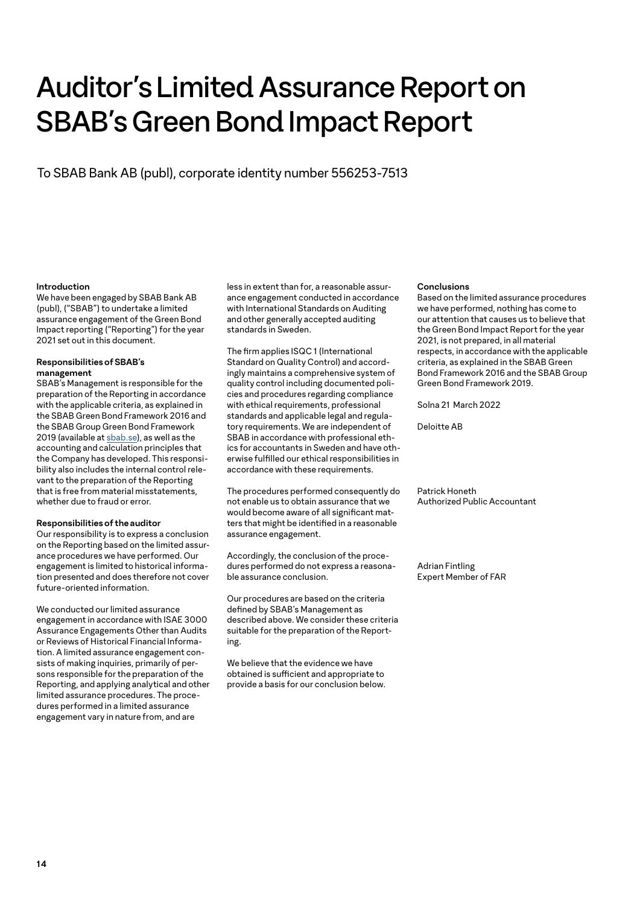# Auditor's Limited Assurance Report on SBAB's Green Bond Impact Report

To SBAB Bank AB (publ), corporate identity number 556253-7513

**Introduction**

We have been engaged by SBAB Bank AB (publ), ("SBAB") to undertake a limited assurance engagement of the Green Bond Impact reporting ("Reporting") for the year 2021 set out in this document.

**Responsibilities of SBAB's management**

SBAB's Management is responsible for the preparation of the Reporting in accordance with the applicable criteria, as explained in the SBAB Green Bond Framework 2016 and the SBAB Group Green Bond Framework 2019 (available at sbab.se), as well as the accounting and calculation principles that the Company has developed. This responsibility also includes the internal control relevant to the preparation of the Reporting that is free from material misstatements, whether due to fraud or error.

**Responsibilities of the auditor**

Our responsibility is to express a conclusion on the Reporting based on the limited assurance procedures we have performed. Our engagement is limited to historical information presented and does therefore not cover future-oriented information.

We conducted our limited assurance engagement in accordance with ISAE 3000 Assurance Engagements Other than Audits or Reviews of Historical Financial Information. A limited assurance engagement consists of making inquiries, primarily of persons responsible for the preparation of the Reporting, and applying analytical and other limited assurance procedures. The procedures performed in a limited assurance engagement vary in nature from, and are less in extent than for, a reasonable assurance engagement conducted in accordance with International Standards on Auditing and other generally accepted auditing standards in Sweden.

The firm applies ISQC 1 (International Standard on Quality Control) and accordingly maintains a comprehensive system of quality control including documented policies and procedures regarding compliance with ethical requirements, professional standards and applicable legal and regulatory requirements. We are independent of SBAB in accordance with professional ethics for accountants in Sweden and have otherwise fulfilled our ethical responsibilities in accordance with these requirements.

The procedures performed consequently do not enable us to obtain assurance that we would become aware of all significant matters that might be identified in a reasonable assurance engagement.

Accordingly, the conclusion of the procedures performed do not express a reasonable assurance conclusion.

Our procedures are based on the criteria defined by SBAB's Management as described above. We consider these criteria suitable for the preparation of the Reporting.

We believe that the evidence we have obtained is sufficient and appropriate to provide a basis for our conclusion below.

**Conclusions**

Based on the limited assurance procedures we have performed, nothing has come to our attention that causes us to believe that the Green Bond Impact Report for the year 2021, is not prepared, in all material respects, in accordance with the applicable criteria, as explained in the SBAB Green Bond Framework 2016 and the SBAB Group Green Bond Framework 2019.

Solna 21 March 2022

Deloitte AB

Patrick Honeth
Authorized Public Accountant

Adrian Fintling
Expert Member of FAR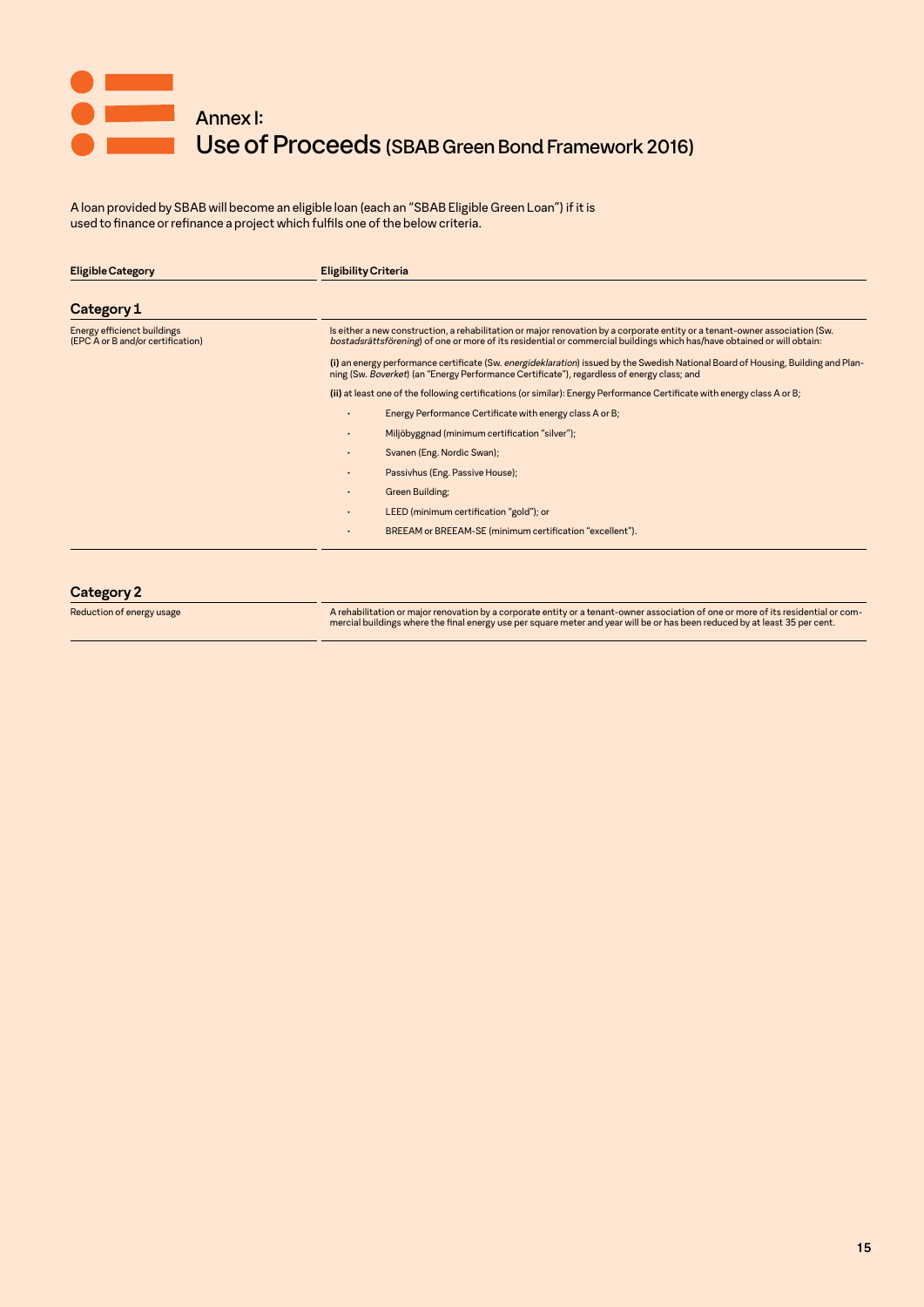# Annex I:
# Use of Proceeds (SBAB Green Bond Framework 2016)

A loan provided by SBAB will become an eligible loan (each an "SBAB Eligible Green Loan") if it is used to finance or refinance a project which fulfils one of the below criteria.

| Eligible Category | Eligibility Criteria |
|---|---|
| **Category 1** | |
| Energy efficienct buildings (EPC A or B and/or certification) | Is either a new construction, a rehabilitation or major renovation by a corporate entity or a tenant-owner association (Sw. *bostadsrättsförening*) of one or more of its residential or commercial buildings which has/have obtained or will obtain:<br><br>**(i)** an energy performance certificate (Sw. *energideklaration*) issued by the Swedish National Board of Housing, Building and Planning (Sw. *Boverket*) (an "Energy Performance Certificate"), regardless of energy class; and<br><br>**(ii)** at least one of the following certifications (or similar): Energy Performance Certificate with energy class A or B;<br>• Energy Performance Certificate with energy class A or B;<br>• Miljöbyggnad (minimum certification "silver");<br>• Svanen (Eng. Nordic Swan);<br>• Passivhus (Eng. Passive House);<br>• Green Building;<br>• LEED (minimum certification "gold"); or<br>• BREEAM or BREEAM-SE (minimum certification "excellent"). |
| **Category 2** | |
| Reduction of energy usage | A rehabilitation or major renovation by a corporate entity or a tenant-owner association of one or more of its residential or commercial buildings where the final energy use per square meter and year will be or has been reduced by at least 35 per cent. |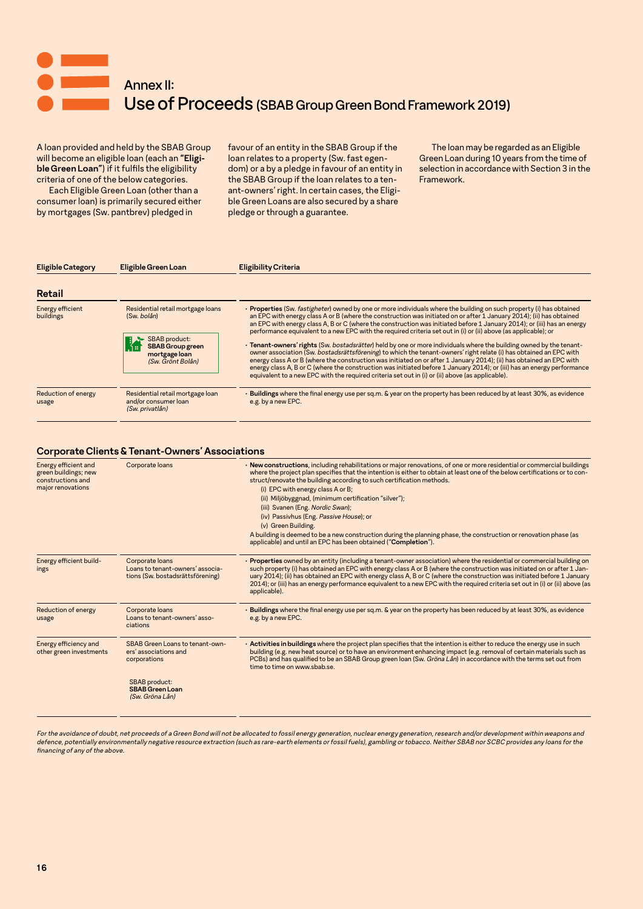# Annex II:
# Use of Proceeds (SBAB Group Green Bond Framework 2019)

A loan provided and held by the SBAB Group will become an eligible loan (each an **"Eligible Green Loan"**) if it fulfils the eligibility criteria of one of the below categories.

Each Eligible Green Loan (other than a consumer loan) is primarily secured either by mortgages (Sw. pantbrev) pledged in favour of an entity in the SBAB Group if the loan relates to a property (Sw. fast egendom) or a by a pledge in favour of an entity in the SBAB Group if the loan relates to a tenant-owners' right. In certain cases, the Eligible Green Loans are also secured by a share pledge or through a guarantee.

The loan may be regarded as an Eligible Green Loan during 10 years from the time of selection in accordance with Section 3 in the Framework.

| Eligible Category | Eligible Green Loan | Eligibility Criteria |
|---|---|---|
| **Retail** | | |
| Energy efficient buildings | Residential retail mortgage loans (Sw. *bolån*)<br><br>SBAB product: **SBAB Group green mortgage loan** *(Sw. Grönt Bolån)* | • **Properties** (Sw. *fastigheter*) owned by one or more individuals where the building on such property (i) has obtained an EPC with energy class A or B (where the construction was initiated on or after 1 January 2014); (ii) has obtained an EPC with energy class A, B or C (where the construction was initiated before 1 January 2014); or (iii) has an energy performance equivalent to a new EPC with the required criteria set out in (i) or (ii) above (as applicable); or<br><br>• **Tenant-owners' rights** (Sw. *bostadsrätter*) held by one or more individuals where the building owned by the tenant-owner association (Sw. *bostadsrättsförening*) to which the tenant-owners' right relate (i) has obtained an EPC with energy class A or B (where the construction was initiated on or after 1 January 2014); (ii) has obtained an EPC with energy class A, B or C (where the construction was initiated before 1 January 2014); or (iii) has an energy performance equivalent to a new EPC with the required criteria set out in (i) or (ii) above (as applicable). |
| Reduction of energy usage | Residential retail mortgage loan and/or consumer loan *(Sw. privatlån)* | • **Buildings** where the final energy use per sq.m. & year on the property has been reduced by at least 30%, as evidence e.g. by a new EPC. |
| **Corporate Clients & Tenant-Owners' Associations** | | |
| Energy efficient and green buildings; new constructions and major renovations | Corporate loans | • **New constructions**, including rehabilitations or major renovations, of one or more residential or commercial buildings where the project plan specifies that the intention is either to obtain at least one of the below certifications or to construct/renovate the building according to such certification methods.<br>(i) EPC with energy class A or B;<br>(ii) Miljöbyggnad, (minimum certification "silver");<br>(iii) Svanen (Eng. *Nordic Swan*);<br>(iv) Passivhus (Eng. *Passive House*); or<br>(v) Green Building.<br>A building is deemed to be a new construction during the planning phase, the construction or renovation phase (as applicable) and until an EPC has been obtained ("**Completion**"). |
| Energy efficient buildings | Corporate loans<br>Loans to tenant-owners' associations (Sw. bostadsrättsförening) | • **Properties** owned by an entity (including a tenant-owner association) where the residential or commercial building on such property (i) has obtained an EPC with energy class A or B (where the construction was initiated on or after 1 January 2014); (ii) has obtained an EPC with energy class A, B or C (where the construction was initiated before 1 January 2014); or (iii) has an energy performance equivalent to a new EPC with the required criteria set out in (i) or (ii) above (as applicable). |
| Reduction of energy usage | Corporate loans<br>Loans to tenant-owners' associations | • **Buildings** where the final energy use per sq.m. & year on the property has been reduced by at least 30%, as evidence e.g. by a new EPC. |
| Energy efficiency and other green investments | SBAB Green Loans to tenant-owners' associations and corporations<br><br>SBAB product: **SBAB Green Loan** *(Sw. Gröna Lån)* | • **Activities in buildings** where the project plan specifies that the intention is either to reduce the energy use in such building (e.g. new heat source) or to have an environment enhancing impact (e.g. removal of certain materials such as PCBs) and has qualified to be an SBAB Group green loan (Sw. *Gröna Lån*) in accordance with the terms set out from time to time on www.sbab.se. |

*For the avoidance of doubt, net proceeds of a Green Bond will not be allocated to fossil energy generation, nuclear energy generation, research and/or development within weapons and defence, potentially environmentally negative resource extraction (such as rare-earth elements or fossil fuels), gambling or tobacco. Neither SBAB nor SCBC provides any loans for the financing of any of the above.*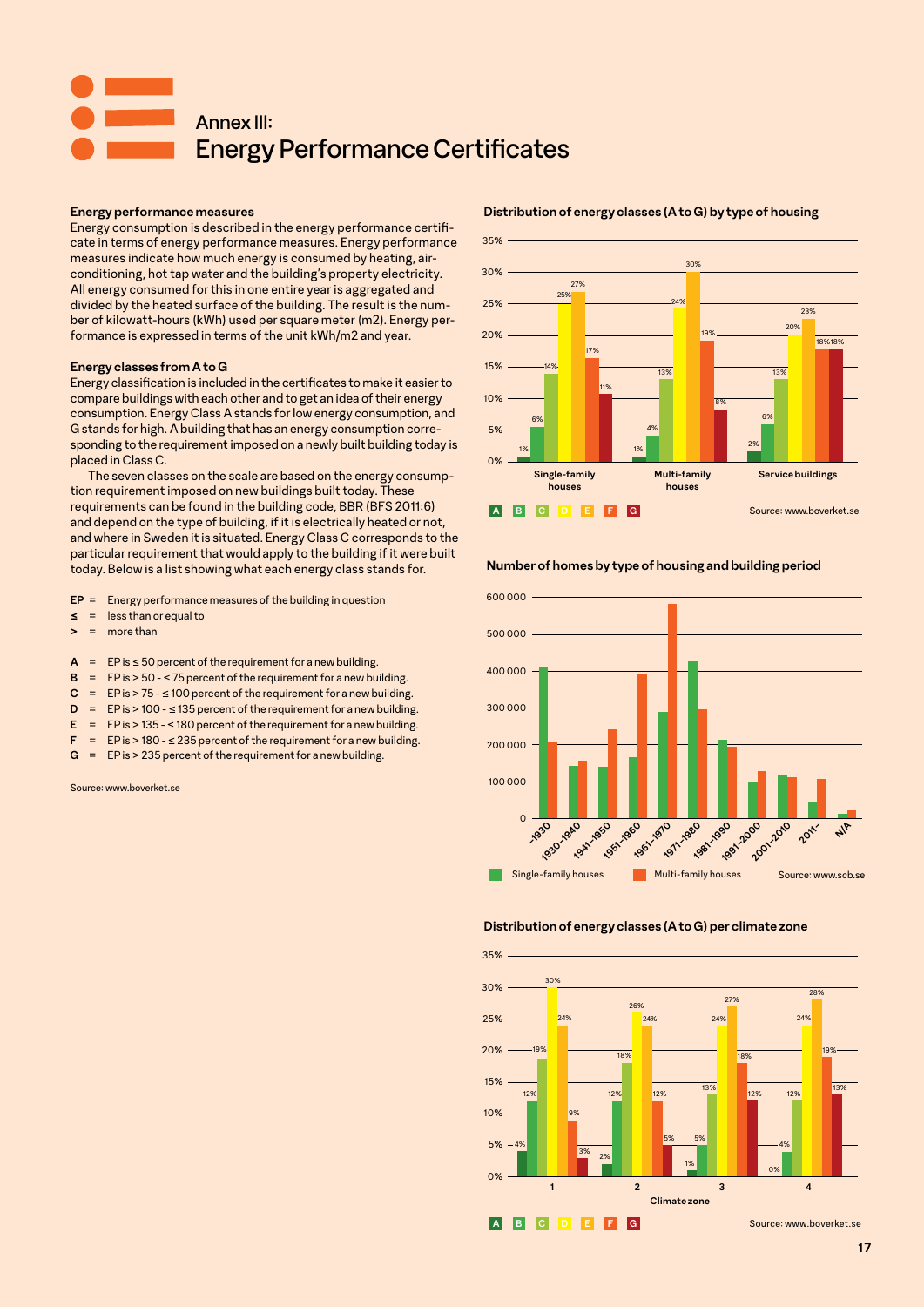# Annex III: Energy Performance Certificates

### Energy performance measures

Energy consumption is described in the energy performance certificate in terms of energy performance measures. Energy performance measures indicate how much energy is consumed by heating, air-conditioning, hot tap water and the building's property electricity. All energy consumed for this in one entire year is aggregated and divided by the heated surface of the building. The result is the number of kilowatt-hours (kWh) used per square meter (m2). Energy performance is expressed in terms of the unit kWh/m2 and year.

### Energy classes from A to G

Energy classification is included in the certificates to make it easier to compare buildings with each other and to get an idea of their energy consumption. Energy Class A stands for low energy consumption, and G stands for high. A building that has an energy consumption corresponding to the requirement imposed on a newly built building today is placed in Class C.

The seven classes on the scale are based on the energy consumption requirement imposed on new buildings built today. These requirements can be found in the building code, BBR (BFS 2011:6) and depend on the type of building, if it is electrically heated or not, and where in Sweden it is situated. Energy Class C corresponds to the particular requirement that would apply to the building if it were built today. Below is a list showing what each energy class stands for.

**EP** = Energy performance measures of the building in question
**≤** = less than or equal to
**>** = more than

**A** = EP is ≤ 50 percent of the requirement for a new building.
**B** = EP is > 50 - ≤ 75 percent of the requirement for a new building.
**C** = EP is > 75 - ≤ 100 percent of the requirement for a new building.
**D** = EP is > 100 - ≤ 135 percent of the requirement for a new building.
**E** = EP is > 135 - ≤ 180 percent of the requirement for a new building.
**F** = EP is > 180 - ≤ 235 percent of the requirement for a new building.
**G** = EP is > 235 percent of the requirement for a new building.

Source: www.boverket.se

### Distribution of energy classes (A to G) by type of housing

| | A | B | C | D | E | F | G |
|---|---|---|---|---|---|---|---|
| Single-family houses | 1% | 6% | 14% | 25% | 27% | 17% | 11% |
| Multi-family houses | 1% | 4% | 13% | 24% | 30% | 19% | 8% |
| Service buildings | 2% | 6% | 13% | 20% | 23% | 18% | 18% |

Source: www.boverket.se

### Number of homes by type of housing and building period

Building periods: -1930, 1930-1940, 1941-1950, 1951-1960, 1961-1970, 1971-1980, 1981-1990, 1991-2000, 2001-2010, 2011-, N/A

Single-family houses / Multi-family houses

Source: www.scb.se

### Distribution of energy classes (A to G) per climate zone

| Climate zone | A | B | C | D | E | F | G |
|---|---|---|---|---|---|---|---|
| 1 | 4% | 12% | 19% | 30% | 24% | 9% | 3% |
| 2 | 2% | 12% | 18% | 26% | 24% | 12% | 5% |
| 3 | 1% | 5% | 13% | 24% | 27% | 18% | 12% |
| 4 | 0% | 4% | 12% | 24% | 28% | 19% | 13% |

Source: www.boverket.se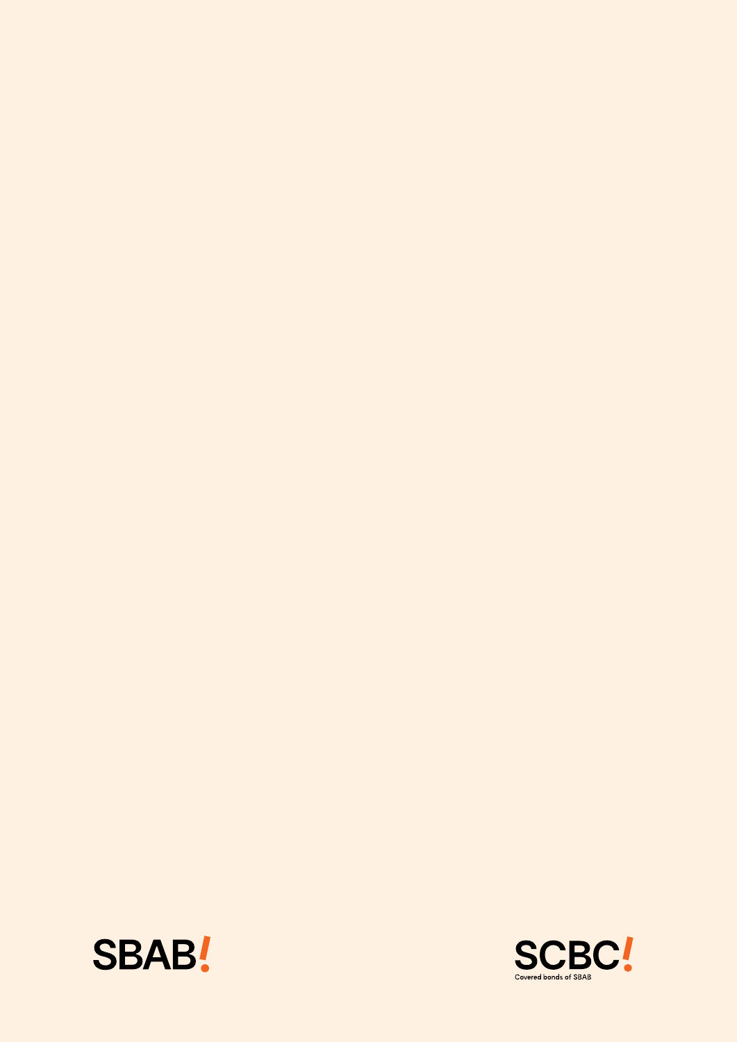SBAB!

SCBC!

Covered bonds of SBAB